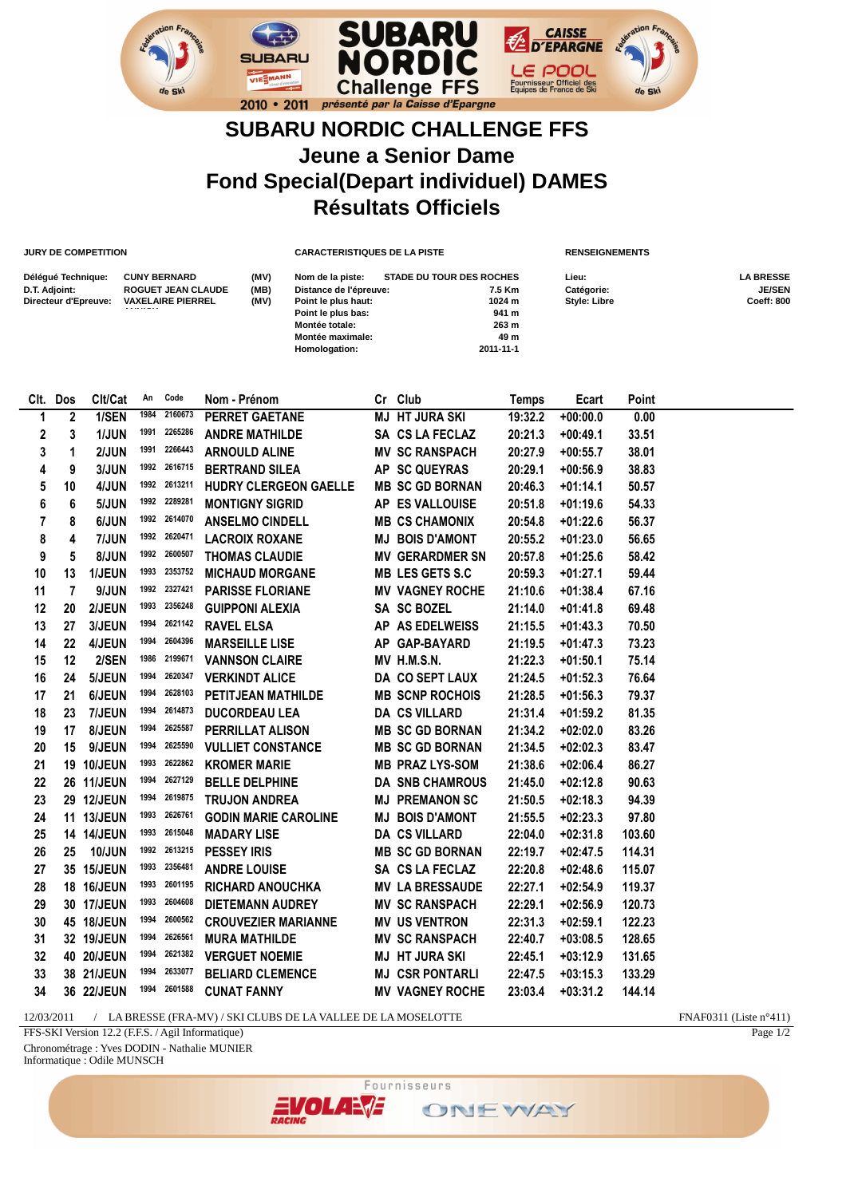# SUBARU NORDIC CHALLENGE FFS

## Jeune a Senior Dame

## Fond Special(Depart individuel) DAMES

## Résultats Officiels

**JURY DE COMPETITION**

| | | |
|---|---|---|
| Délégué Technique: | CUNY BERNARD | (MV) |
| D.T. Adjoint: | ROGUET JEAN CLAUDE | (MB) |
| Directeur d'Epreuve: | VAXELAIRE PIERREL | (MV) |

**CARACTERISTIQUES DE LA PISTE**

| | |
|---|---|
| Nom de la piste: | STADE DU TOUR DES ROCHES |
| Distance de l'épreuve: | 7.5 Km |
| Point le plus haut: | 1024 m |
| Point le plus bas: | 941 m |
| Montée totale: | 263 m |
| Montée maximale: | 49 m |
| Homologation: | 2011-11-1 |

**RENSEIGNEMENTS**

| | |
|---|---|
| Lieu: | LA BRESSE |
| Catégorie: | JE/SEN |
| Style: Libre | Coeff: 800 |

| Clt. | Dos | Clt/Cat | An | Code | Nom - Prénom | Cr | Club | Temps | Ecart | Point |
|---|---|---|---|---|---|---|---|---|---|---|
| 1 | 2 | 1/SEN | 1984 | 2160673 | PERRET GAETANE | MJ | HT JURA SKI | 19:32.2 | +00:00.0 | 0.00 |
| 2 | 3 | 1/JUN | 1991 | 2265286 | ANDRE MATHILDE | SA | CS LA FECLAZ | 20:21.3 | +00:49.1 | 33.51 |
| 3 | 1 | 2/JUN | 1991 | 2266443 | ARNOULD ALINE | MV | SC RANSPACH | 20:27.9 | +00:55.7 | 38.01 |
| 4 | 9 | 3/JUN | 1992 | 2616715 | BERTRAND SILEA | AP | SC QUEYRAS | 20:29.1 | +00:56.9 | 38.83 |
| 5 | 10 | 4/JUN | 1992 | 2613211 | HUDRY CLERGEON GAELLE | MB | SC GD BORNAN | 20:46.3 | +01:14.1 | 50.57 |
| 6 | 6 | 5/JUN | 1992 | 2289281 | MONTIGNY SIGRID | AP | ES VALLOUISE | 20:51.8 | +01:19.6 | 54.33 |
| 7 | 8 | 6/JUN | 1992 | 2614070 | ANSELMO CINDELL | MB | CS CHAMONIX | 20:54.8 | +01:22.6 | 56.37 |
| 8 | 4 | 7/JUN | 1992 | 2620471 | LACROIX ROXANE | MJ | BOIS D'AMONT | 20:55.2 | +01:23.0 | 56.65 |
| 9 | 5 | 8/JUN | 1992 | 2600507 | THOMAS CLAUDIE | MV | GERARDMER SN | 20:57.8 | +01:25.6 | 58.42 |
| 10 | 13 | 1/JEUN | 1993 | 2353752 | MICHAUD MORGANE | MB | LES GETS S.C | 20:59.3 | +01:27.1 | 59.44 |
| 11 | 7 | 9/JUN | 1992 | 2327421 | PARISSE FLORIANE | MV | VAGNEY ROCHE | 21:10.6 | +01:38.4 | 67.16 |
| 12 | 20 | 2/JEUN | 1993 | 2356248 | GUIPPONI ALEXIA | SA | SC BOZEL | 21:14.0 | +01:41.8 | 69.48 |
| 13 | 27 | 3/JEUN | 1994 | 2621142 | RAVEL ELSA | AP | AS EDELWEISS | 21:15.5 | +01:43.3 | 70.50 |
| 14 | 22 | 4/JEUN | 1994 | 2604396 | MARSEILLE LISE | AP | GAP-BAYARD | 21:19.5 | +01:47.3 | 73.23 |
| 15 | 12 | 2/SEN | 1986 | 2199671 | VANNSON CLAIRE | MV | H.M.S.N. | 21:22.3 | +01:50.1 | 75.14 |
| 16 | 24 | 5/JEUN | 1994 | 2620347 | VERKINDT ALICE | DA | CO SEPT LAUX | 21:24.5 | +01:52.3 | 76.64 |
| 17 | 21 | 6/JEUN | 1994 | 2628103 | PETITJEAN MATHILDE | MB | SCNP ROCHOIS | 21:28.5 | +01:56.3 | 79.37 |
| 18 | 23 | 7/JEUN | 1994 | 2614873 | DUCORDEAU LEA | DA | CS VILLARD | 21:31.4 | +01:59.2 | 81.35 |
| 19 | 17 | 8/JEUN | 1994 | 2625587 | PERRILLAT ALISON | MB | SC GD BORNAN | 21:34.2 | +02:02.0 | 83.26 |
| 20 | 15 | 9/JEUN | 1994 | 2625590 | VULLIET CONSTANCE | MB | SC GD BORNAN | 21:34.5 | +02:02.3 | 83.47 |
| 21 | 19 | 10/JEUN | 1993 | 2622862 | KROMER MARIE | MB | PRAZ LYS-SOM | 21:38.6 | +02:06.4 | 86.27 |
| 22 | 26 | 11/JEUN | 1994 | 2627129 | BELLE DELPHINE | DA | SNB CHAMROUS | 21:45.0 | +02:12.8 | 90.63 |
| 23 | 29 | 12/JEUN | 1994 | 2619875 | TRUJON ANDREA | MJ | PREMANON SC | 21:50.5 | +02:18.3 | 94.39 |
| 24 | 11 | 13/JEUN | 1993 | 2626761 | GODIN MARIE CAROLINE | MJ | BOIS D'AMONT | 21:55.5 | +02:23.3 | 97.80 |
| 25 | 14 | 14/JEUN | 1993 | 2615048 | MADARY LISE | DA | CS VILLARD | 22:04.0 | +02:31.8 | 103.60 |
| 26 | 25 | 10/JUN | 1992 | 2613215 | PESSEY IRIS | MB | SC GD BORNAN | 22:19.7 | +02:47.5 | 114.31 |
| 27 | 35 | 15/JEUN | 1993 | 2356481 | ANDRE LOUISE | SA | CS LA FECLAZ | 22:20.8 | +02:48.6 | 115.07 |
| 28 | 18 | 16/JEUN | 1993 | 2601195 | RICHARD ANOUCHKA | MV | LA BRESSAUDE | 22:27.1 | +02:54.9 | 119.37 |
| 29 | 30 | 17/JEUN | 1993 | 2604608 | DIETEMANN AUDREY | MV | SC RANSPACH | 22:29.1 | +02:56.9 | 120.73 |
| 30 | 45 | 18/JEUN | 1994 | 2600562 | CROUVEZIER MARIANNE | MV | US VENTRON | 22:31.3 | +02:59.1 | 122.23 |
| 31 | 32 | 19/JEUN | 1994 | 2626561 | MURA MATHILDE | MV | SC RANSPACH | 22:40.7 | +03:08.5 | 128.65 |
| 32 | 40 | 20/JEUN | 1994 | 2621382 | VERGUET NOEMIE | MJ | HT JURA SKI | 22:45.1 | +03:12.9 | 131.65 |
| 33 | 38 | 21/JEUN | 1994 | 2633077 | BELIARD CLEMENCE | MJ | CSR PONTARLI | 22:47.5 | +03:15.3 | 133.29 |
| 34 | 36 | 22/JEUN | 1994 | 2601588 | CUNAT FANNY | MV | VAGNEY ROCHE | 23:03.4 | +03:31.2 | 144.14 |

12/03/2011 / LA BRESSE (FRA-MV) / SKI CLUBS DE LA VALLEE DE LA MOSELOTTE — FNAF0311 (Liste n°411)

FFS-SKI Version 12.2 (F.F.S. / Agil Informatique)

Chronométrage : Yves DODIN - Nathalie MUNIER

Informatique : Odile MUNSCH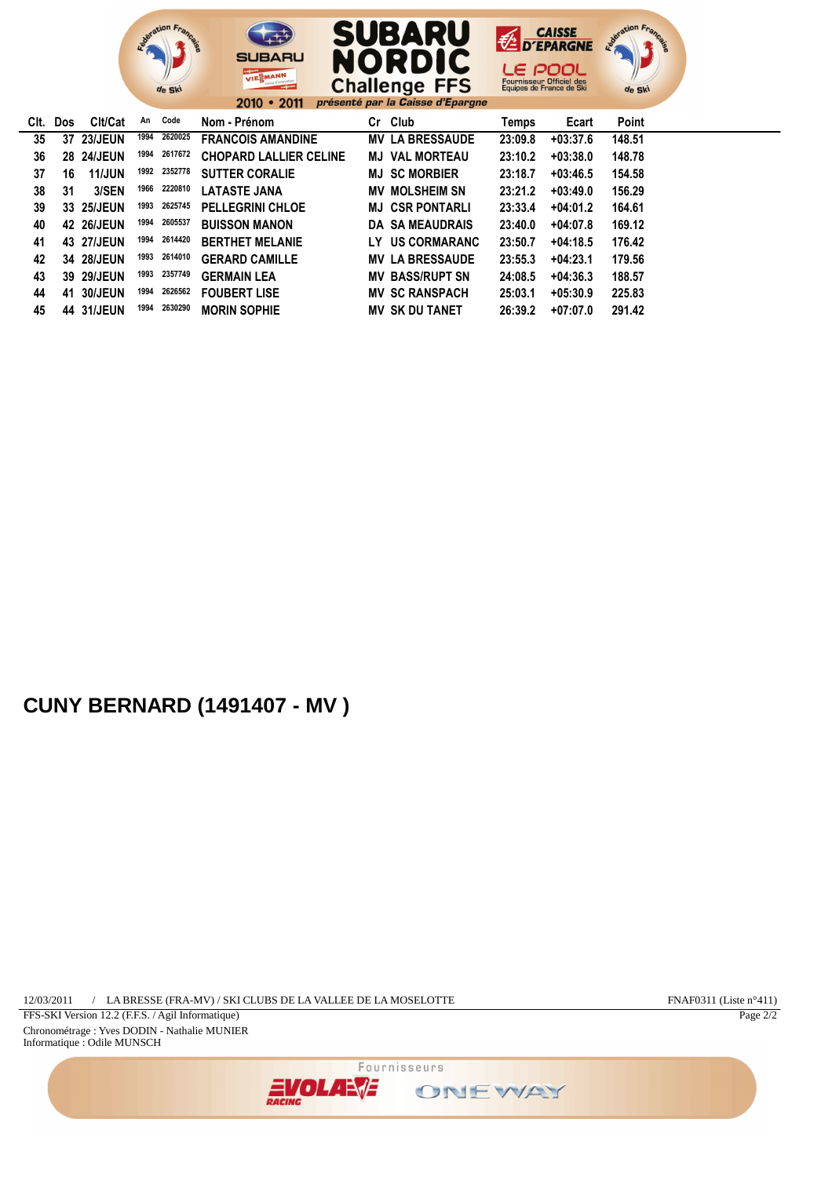| Clt. | Dos | Clt/Cat | An | Code | Nom - Prénom | Cr | Club | Temps | Ecart | Point |
|---|---|---|---|---|---|---|---|---|---|---|
| 35 | 37 | 23/JEUN | 1994 | 2620025 | FRANCOIS AMANDINE | MV | LA BRESSAUDE | 23:09.8 | +03:37.6 | 148.51 |
| 36 | 28 | 24/JEUN | 1994 | 2617672 | CHOPARD LALLIER CELINE | MJ | VAL MORTEAU | 23:10.2 | +03:38.0 | 148.78 |
| 37 | 16 | 11/JUN | 1992 | 2352778 | SUTTER CORALIE | MJ | SC MORBIER | 23:18.7 | +03:46.5 | 154.58 |
| 38 | 31 | 3/SEN | 1966 | 2220810 | LATASTE JANA | MV | MOLSHEIM SN | 23:21.2 | +03:49.0 | 156.29 |
| 39 | 33 | 25/JEUN | 1993 | 2625745 | PELLEGRINI CHLOE | MJ | CSR PONTARLI | 23:33.4 | +04:01.2 | 164.61 |
| 40 | 42 | 26/JEUN | 1994 | 2605537 | BUISSON MANON | DA | SA MEAUDRAIS | 23:40.0 | +04:07.8 | 169.12 |
| 41 | 43 | 27/JEUN | 1994 | 2614420 | BERTHET MELANIE | LY | US CORMARANC | 23:50.7 | +04:18.5 | 176.42 |
| 42 | 34 | 28/JEUN | 1993 | 2614010 | GERARD CAMILLE | MV | LA BRESSAUDE | 23:55.3 | +04:23.1 | 179.56 |
| 43 | 39 | 29/JEUN | 1993 | 2357749 | GERMAIN LEA | MV | BASS/RUPT SN | 24:08.5 | +04:36.3 | 188.57 |
| 44 | 41 | 30/JEUN | 1994 | 2626562 | FOUBERT LISE | MV | SC RANSPACH | 25:03.1 | +05:30.9 | 225.83 |
| 45 | 44 | 31/JEUN | 1994 | 2630290 | MORIN SOPHIE | MV | SK DU TANET | 26:39.2 | +07:07.0 | 291.42 |

## CUNY BERNARD (1491407 - MV )

12/03/2011 / LA BRESSE (FRA-MV) / SKI CLUBS DE LA VALLEE DE LA MOSELOTTE — FNAF0311 (Liste n°411)

FFS-SKI Version 12.2 (F.F.S. / Agil Informatique)

Chronométrage : Yves DODIN - Nathalie MUNIER

Informatique : Odile MUNSCH